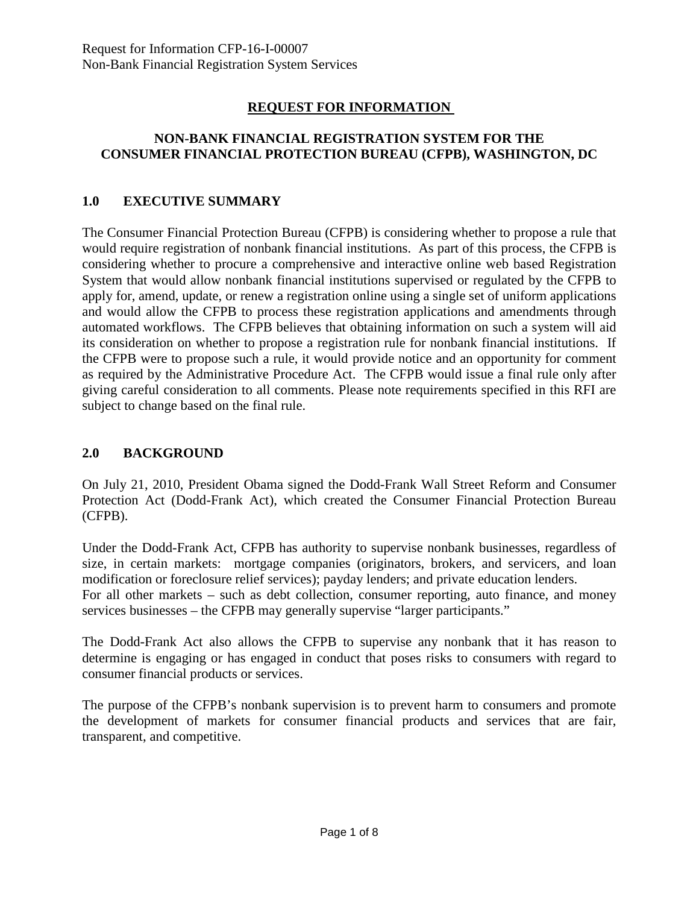Request for Information CFP-16-I-00007
Non-Bank Financial Registration System Services

# REQUEST FOR INFORMATION

## NON-BANK FINANCIAL REGISTRATION SYSTEM FOR THE CONSUMER FINANCIAL PROTECTION BUREAU (CFPB), WASHINGTON, DC

## 1.0 EXECUTIVE SUMMARY

The Consumer Financial Protection Bureau (CFPB) is considering whether to propose a rule that would require registration of nonbank financial institutions. As part of this process, the CFPB is considering whether to procure a comprehensive and interactive online web based Registration System that would allow nonbank financial institutions supervised or regulated by the CFPB to apply for, amend, update, or renew a registration online using a single set of uniform applications and would allow the CFPB to process these registration applications and amendments through automated workflows. The CFPB believes that obtaining information on such a system will aid its consideration on whether to propose a registration rule for nonbank financial institutions. If the CFPB were to propose such a rule, it would provide notice and an opportunity for comment as required by the Administrative Procedure Act. The CFPB would issue a final rule only after giving careful consideration to all comments. Please note requirements specified in this RFI are subject to change based on the final rule.

## 2.0 BACKGROUND

On July 21, 2010, President Obama signed the Dodd-Frank Wall Street Reform and Consumer Protection Act (Dodd-Frank Act), which created the Consumer Financial Protection Bureau (CFPB).

Under the Dodd-Frank Act, CFPB has authority to supervise nonbank businesses, regardless of size, in certain markets: mortgage companies (originators, brokers, and servicers, and loan modification or foreclosure relief services); payday lenders; and private education lenders.
For all other markets – such as debt collection, consumer reporting, auto finance, and money services businesses – the CFPB may generally supervise "larger participants."

The Dodd-Frank Act also allows the CFPB to supervise any nonbank that it has reason to determine is engaging or has engaged in conduct that poses risks to consumers with regard to consumer financial products or services.

The purpose of the CFPB's nonbank supervision is to prevent harm to consumers and promote the development of markets for consumer financial products and services that are fair, transparent, and competitive.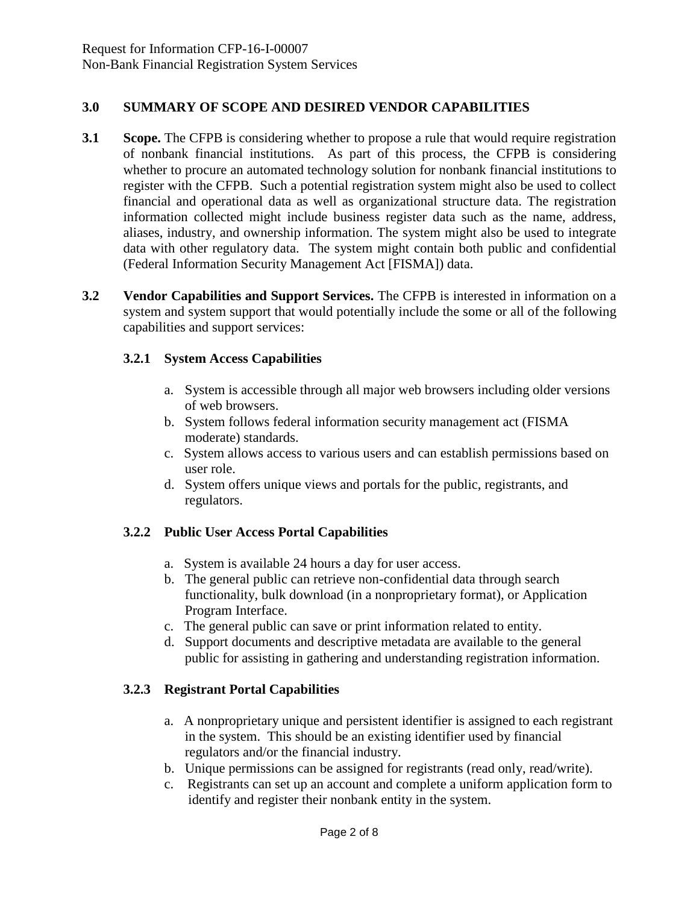## 3.0 SUMMARY OF SCOPE AND DESIRED VENDOR CAPABILITIES

**3.1 Scope.** The CFPB is considering whether to propose a rule that would require registration of nonbank financial institutions. As part of this process, the CFPB is considering whether to procure an automated technology solution for nonbank financial institutions to register with the CFPB. Such a potential registration system might also be used to collect financial and operational data as well as organizational structure data. The registration information collected might include business register data such as the name, address, aliases, industry, and ownership information. The system might also be used to integrate data with other regulatory data. The system might contain both public and confidential (Federal Information Security Management Act [FISMA]) data.

**3.2 Vendor Capabilities and Support Services.** The CFPB is interested in information on a system and system support that would potentially include the some or all of the following capabilities and support services:

### 3.2.1 System Access Capabilities

a. System is accessible through all major web browsers including older versions of web browsers.
b. System follows federal information security management act (FISMA moderate) standards.
c. System allows access to various users and can establish permissions based on user role.
d. System offers unique views and portals for the public, registrants, and regulators.

### 3.2.2 Public User Access Portal Capabilities

a. System is available 24 hours a day for user access.
b. The general public can retrieve non-confidential data through search functionality, bulk download (in a nonproprietary format), or Application Program Interface.
c. The general public can save or print information related to entity.
d. Support documents and descriptive metadata are available to the general public for assisting in gathering and understanding registration information.

### 3.2.3 Registrant Portal Capabilities

a. A nonproprietary unique and persistent identifier is assigned to each registrant in the system. This should be an existing identifier used by financial regulators and/or the financial industry.
b. Unique permissions can be assigned for registrants (read only, read/write).
c. Registrants can set up an account and complete a uniform application form to identify and register their nonbank entity in the system.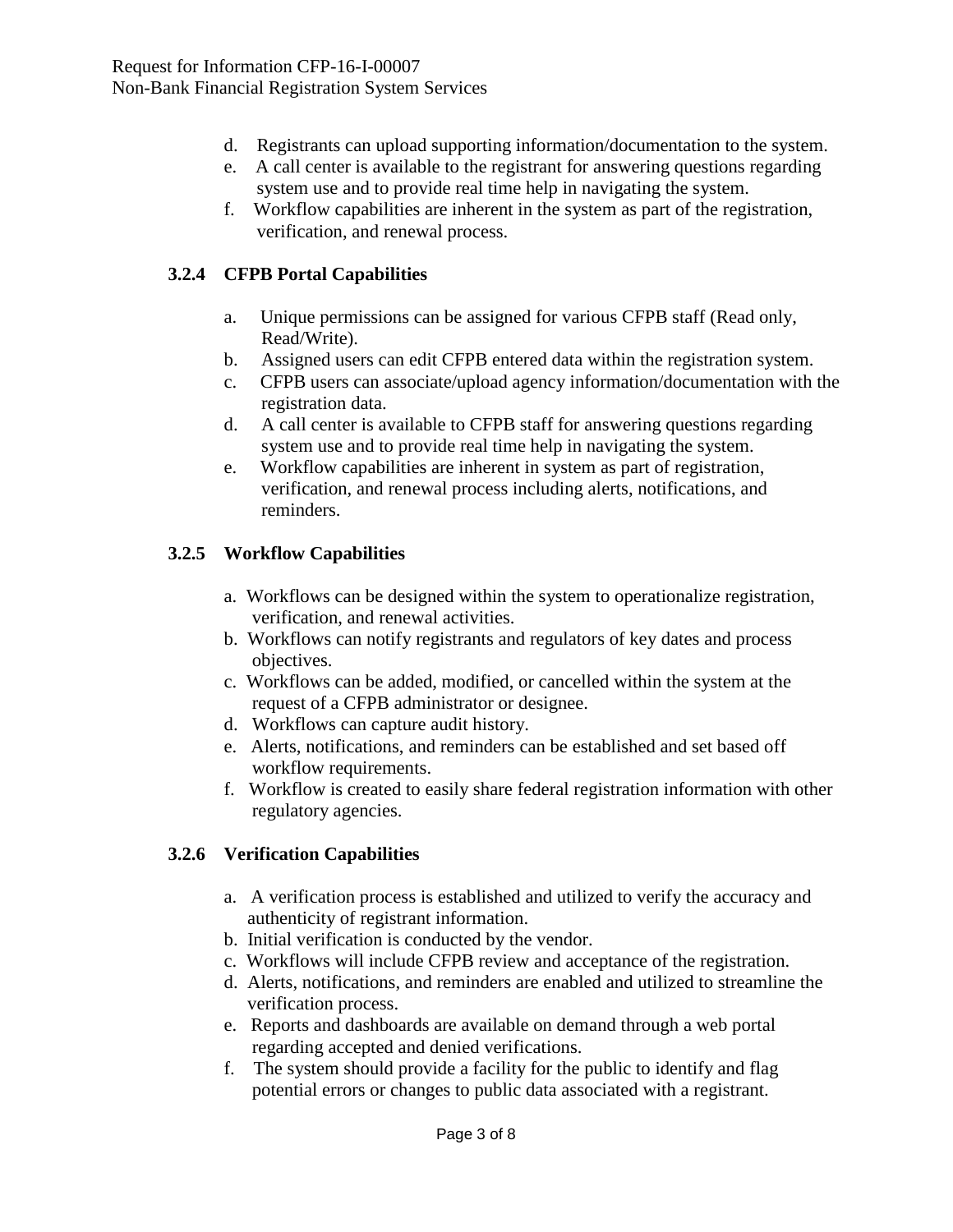d. Registrants can upload supporting information/documentation to the system.
e. A call center is available to the registrant for answering questions regarding system use and to provide real time help in navigating the system.
f. Workflow capabilities are inherent in the system as part of the registration, verification, and renewal process.

### 3.2.4 CFPB Portal Capabilities

a. Unique permissions can be assigned for various CFPB staff (Read only, Read/Write).
b. Assigned users can edit CFPB entered data within the registration system.
c. CFPB users can associate/upload agency information/documentation with the registration data.
d. A call center is available to CFPB staff for answering questions regarding system use and to provide real time help in navigating the system.
e. Workflow capabilities are inherent in system as part of registration, verification, and renewal process including alerts, notifications, and reminders.

### 3.2.5 Workflow Capabilities

a. Workflows can be designed within the system to operationalize registration, verification, and renewal activities.
b. Workflows can notify registrants and regulators of key dates and process objectives.
c. Workflows can be added, modified, or cancelled within the system at the request of a CFPB administrator or designee.
d. Workflows can capture audit history.
e. Alerts, notifications, and reminders can be established and set based off workflow requirements.
f. Workflow is created to easily share federal registration information with other regulatory agencies.

### 3.2.6 Verification Capabilities

a. A verification process is established and utilized to verify the accuracy and authenticity of registrant information.
b. Initial verification is conducted by the vendor.
c. Workflows will include CFPB review and acceptance of the registration.
d. Alerts, notifications, and reminders are enabled and utilized to streamline the verification process.
e. Reports and dashboards are available on demand through a web portal regarding accepted and denied verifications.
f. The system should provide a facility for the public to identify and flag potential errors or changes to public data associated with a registrant.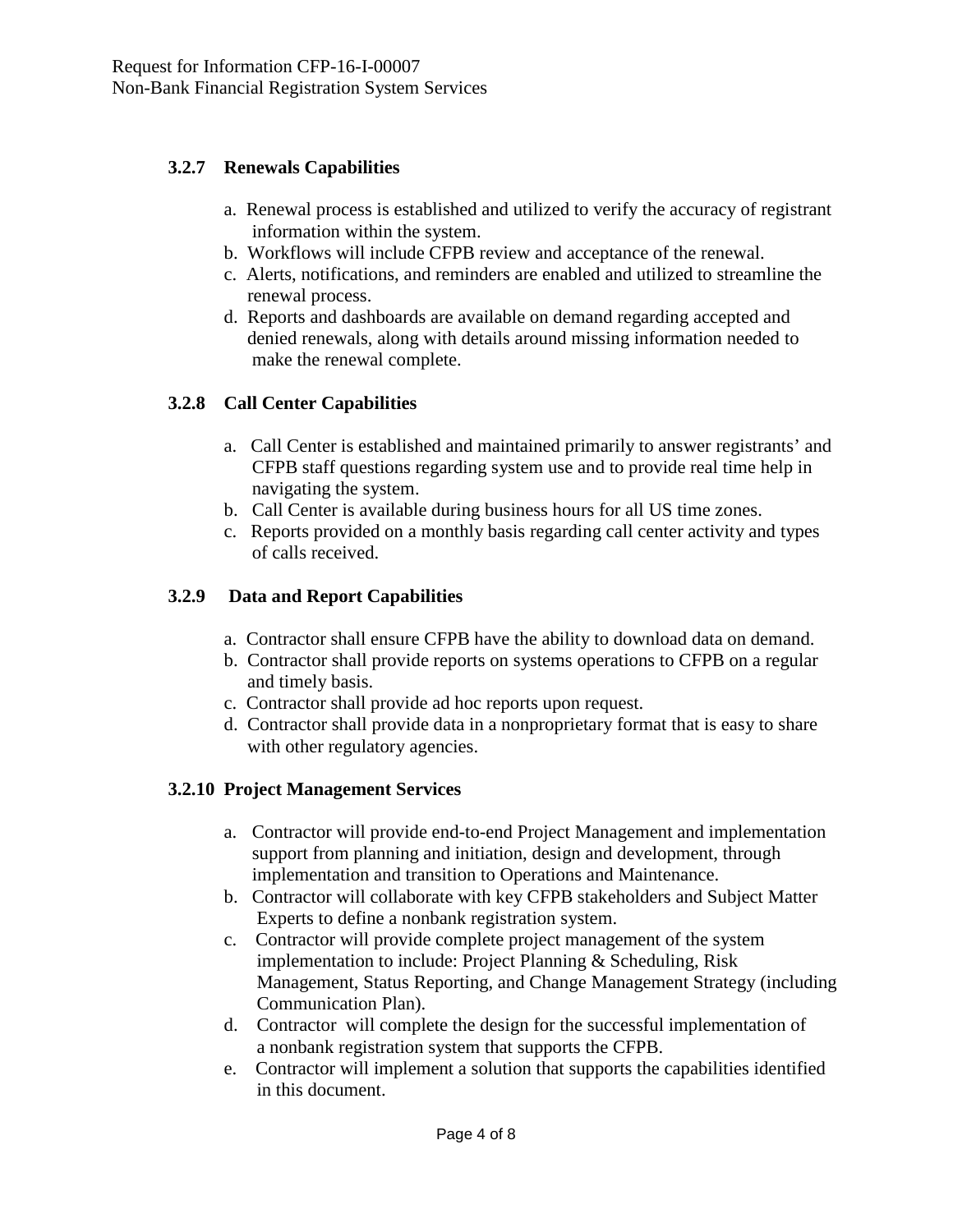### 3.2.7 Renewals Capabilities

a. Renewal process is established and utilized to verify the accuracy of registrant information within the system.
b. Workflows will include CFPB review and acceptance of the renewal.
c. Alerts, notifications, and reminders are enabled and utilized to streamline the renewal process.
d. Reports and dashboards are available on demand regarding accepted and denied renewals, along with details around missing information needed to make the renewal complete.

### 3.2.8 Call Center Capabilities

a. Call Center is established and maintained primarily to answer registrants' and CFPB staff questions regarding system use and to provide real time help in navigating the system.
b. Call Center is available during business hours for all US time zones.
c. Reports provided on a monthly basis regarding call center activity and types of calls received.

### 3.2.9 Data and Report Capabilities

a. Contractor shall ensure CFPB have the ability to download data on demand.
b. Contractor shall provide reports on systems operations to CFPB on a regular and timely basis.
c. Contractor shall provide ad hoc reports upon request.
d. Contractor shall provide data in a nonproprietary format that is easy to share with other regulatory agencies.

### 3.2.10 Project Management Services

a. Contractor will provide end-to-end Project Management and implementation support from planning and initiation, design and development, through implementation and transition to Operations and Maintenance.
b. Contractor will collaborate with key CFPB stakeholders and Subject Matter Experts to define a nonbank registration system.
c. Contractor will provide complete project management of the system implementation to include: Project Planning & Scheduling, Risk Management, Status Reporting, and Change Management Strategy (including Communication Plan).
d. Contractor will complete the design for the successful implementation of a nonbank registration system that supports the CFPB.
e. Contractor will implement a solution that supports the capabilities identified in this document.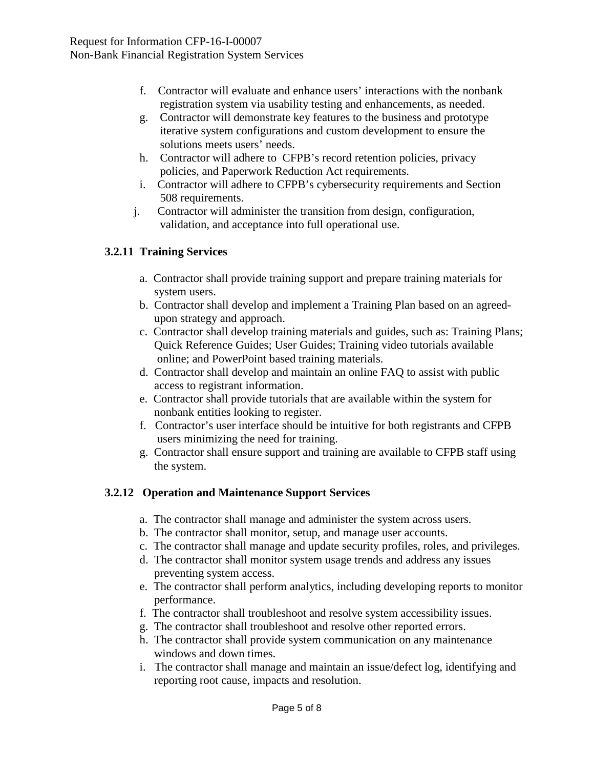f. Contractor will evaluate and enhance users' interactions with the nonbank registration system via usability testing and enhancements, as needed.
g. Contractor will demonstrate key features to the business and prototype iterative system configurations and custom development to ensure the solutions meets users' needs.
h. Contractor will adhere to CFPB's record retention policies, privacy policies, and Paperwork Reduction Act requirements.
i. Contractor will adhere to CFPB's cybersecurity requirements and Section 508 requirements.
j. Contractor will administer the transition from design, configuration, validation, and acceptance into full operational use.

### 3.2.11 Training Services

a. Contractor shall provide training support and prepare training materials for system users.
b. Contractor shall develop and implement a Training Plan based on an agreed-upon strategy and approach.
c. Contractor shall develop training materials and guides, such as: Training Plans; Quick Reference Guides; User Guides; Training video tutorials available online; and PowerPoint based training materials.
d. Contractor shall develop and maintain an online FAQ to assist with public access to registrant information.
e. Contractor shall provide tutorials that are available within the system for nonbank entities looking to register.
f. Contractor's user interface should be intuitive for both registrants and CFPB users minimizing the need for training.
g. Contractor shall ensure support and training are available to CFPB staff using the system.

### 3.2.12 Operation and Maintenance Support Services

a. The contractor shall manage and administer the system across users.
b. The contractor shall monitor, setup, and manage user accounts.
c. The contractor shall manage and update security profiles, roles, and privileges.
d. The contractor shall monitor system usage trends and address any issues preventing system access.
e. The contractor shall perform analytics, including developing reports to monitor performance.
f. The contractor shall troubleshoot and resolve system accessibility issues.
g. The contractor shall troubleshoot and resolve other reported errors.
h. The contractor shall provide system communication on any maintenance windows and down times.
i. The contractor shall manage and maintain an issue/defect log, identifying and reporting root cause, impacts and resolution.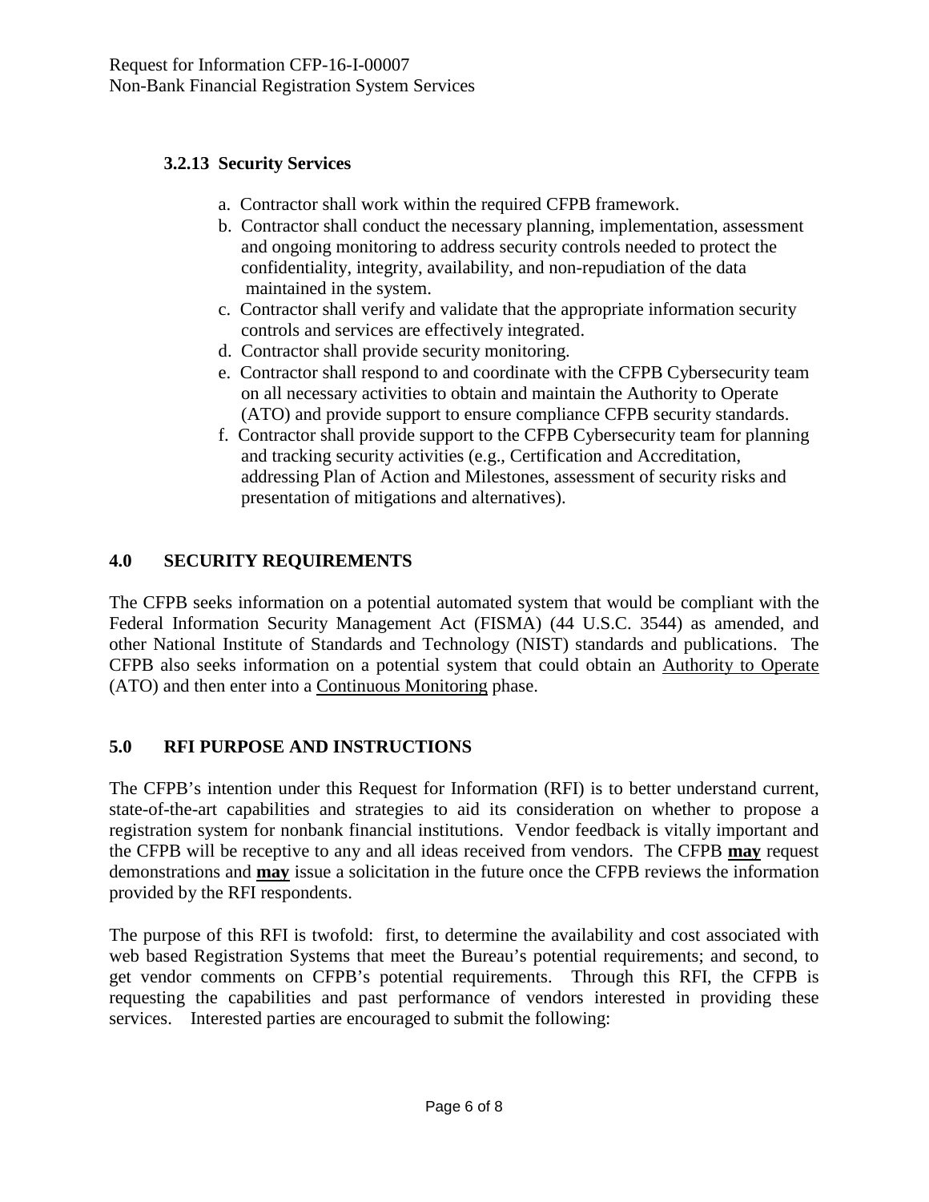### 3.2.13 Security Services

a. Contractor shall work within the required CFPB framework.
b. Contractor shall conduct the necessary planning, implementation, assessment and ongoing monitoring to address security controls needed to protect the confidentiality, integrity, availability, and non-repudiation of the data maintained in the system.
c. Contractor shall verify and validate that the appropriate information security controls and services are effectively integrated.
d. Contractor shall provide security monitoring.
e. Contractor shall respond to and coordinate with the CFPB Cybersecurity team on all necessary activities to obtain and maintain the Authority to Operate (ATO) and provide support to ensure compliance CFPB security standards.
f. Contractor shall provide support to the CFPB Cybersecurity team for planning and tracking security activities (e.g., Certification and Accreditation, addressing Plan of Action and Milestones, assessment of security risks and presentation of mitigations and alternatives).

## 4.0 SECURITY REQUIREMENTS

The CFPB seeks information on a potential automated system that would be compliant with the Federal Information Security Management Act (FISMA) (44 U.S.C. 3544) as amended, and other National Institute of Standards and Technology (NIST) standards and publications. The CFPB also seeks information on a potential system that could obtain an Authority to Operate (ATO) and then enter into a Continuous Monitoring phase.

## 5.0 RFI PURPOSE AND INSTRUCTIONS

The CFPB's intention under this Request for Information (RFI) is to better understand current, state-of-the-art capabilities and strategies to aid its consideration on whether to propose a registration system for nonbank financial institutions. Vendor feedback is vitally important and the CFPB will be receptive to any and all ideas received from vendors. The CFPB **may** request demonstrations and **may** issue a solicitation in the future once the CFPB reviews the information provided by the RFI respondents.

The purpose of this RFI is twofold: first, to determine the availability and cost associated with web based Registration Systems that meet the Bureau's potential requirements; and second, to get vendor comments on CFPB's potential requirements. Through this RFI, the CFPB is requesting the capabilities and past performance of vendors interested in providing these services. Interested parties are encouraged to submit the following: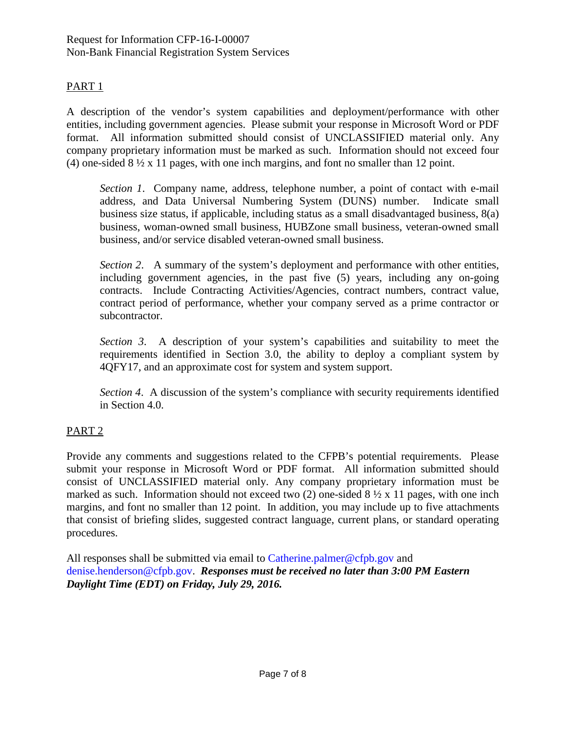Request for Information CFP-16-I-00007
Non-Bank Financial Registration System Services

PART 1

A description of the vendor's system capabilities and deployment/performance with other entities, including government agencies. Please submit your response in Microsoft Word or PDF format. All information submitted should consist of UNCLASSIFIED material only. Any company proprietary information must be marked as such. Information should not exceed four (4) one-sided 8 ½ x 11 pages, with one inch margins, and font no smaller than 12 point.

> *Section 1*. Company name, address, telephone number, a point of contact with e-mail address, and Data Universal Numbering System (DUNS) number. Indicate small business size status, if applicable, including status as a small disadvantaged business, 8(a) business, woman-owned small business, HUBZone small business, veteran-owned small business, and/or service disabled veteran-owned small business.
>
> *Section 2*. A summary of the system's deployment and performance with other entities, including government agencies, in the past five (5) years, including any on-going contracts. Include Contracting Activities/Agencies, contract numbers, contract value, contract period of performance, whether your company served as a prime contractor or subcontractor.
>
> *Section 3*. A description of your system's capabilities and suitability to meet the requirements identified in Section 3.0, the ability to deploy a compliant system by 4QFY17, and an approximate cost for system and system support.
>
> *Section 4*. A discussion of the system's compliance with security requirements identified in Section 4.0.

PART 2

Provide any comments and suggestions related to the CFPB's potential requirements. Please submit your response in Microsoft Word or PDF format. All information submitted should consist of UNCLASSIFIED material only. Any company proprietary information must be marked as such. Information should not exceed two (2) one-sided 8 ½ x 11 pages, with one inch margins, and font no smaller than 12 point. In addition, you may include up to five attachments that consist of briefing slides, suggested contract language, current plans, or standard operating procedures.

All responses shall be submitted via email to Catherine.palmer@cfpb.gov and denise.henderson@cfpb.gov. ***Responses must be received no later than 3:00 PM Eastern Daylight Time (EDT) on Friday, July 29, 2016.***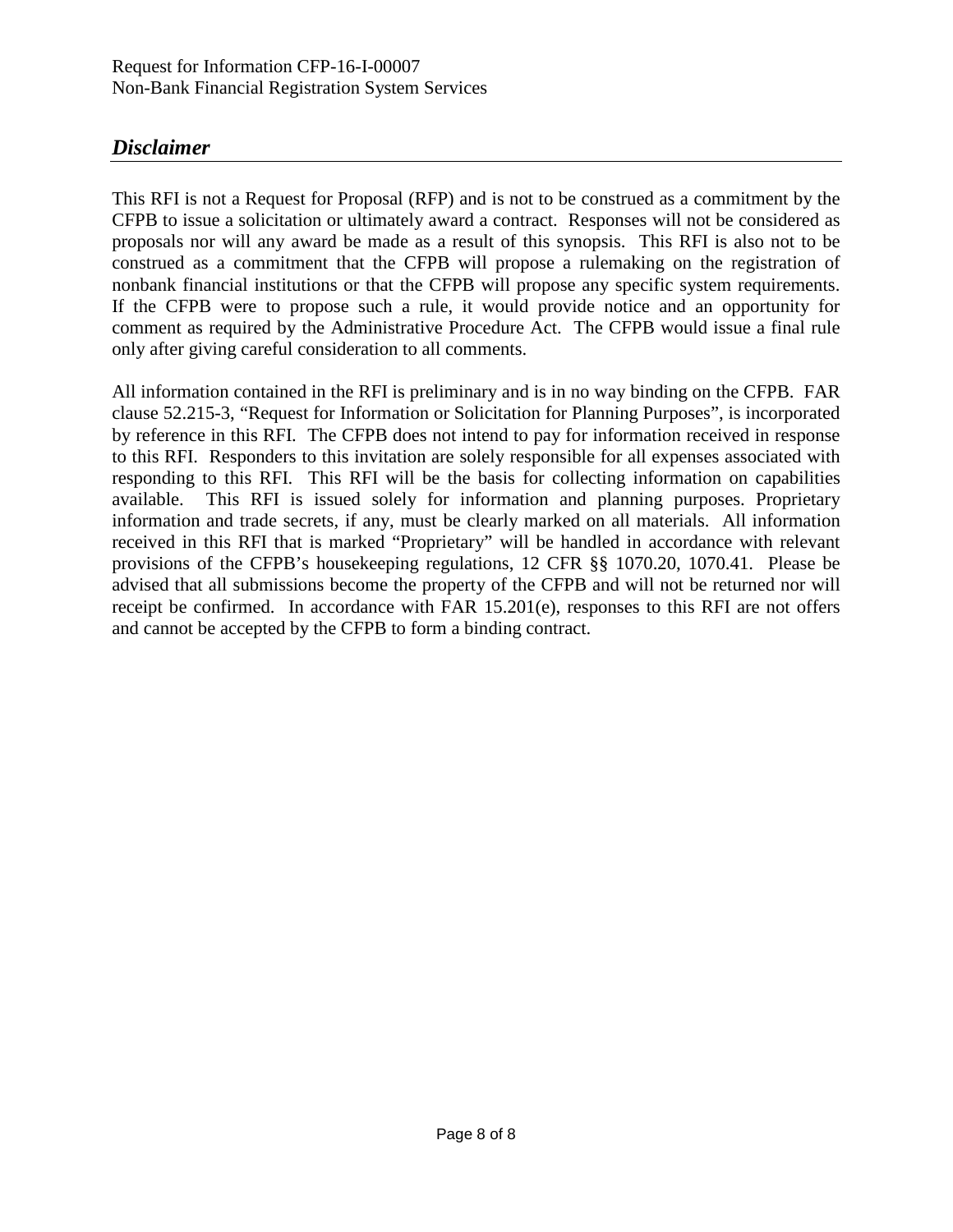## *Disclaimer*

This RFI is not a Request for Proposal (RFP) and is not to be construed as a commitment by the CFPB to issue a solicitation or ultimately award a contract. Responses will not be considered as proposals nor will any award be made as a result of this synopsis. This RFI is also not to be construed as a commitment that the CFPB will propose a rulemaking on the registration of nonbank financial institutions or that the CFPB will propose any specific system requirements. If the CFPB were to propose such a rule, it would provide notice and an opportunity for comment as required by the Administrative Procedure Act. The CFPB would issue a final rule only after giving careful consideration to all comments.

All information contained in the RFI is preliminary and is in no way binding on the CFPB. FAR clause 52.215-3, "Request for Information or Solicitation for Planning Purposes", is incorporated by reference in this RFI. The CFPB does not intend to pay for information received in response to this RFI. Responders to this invitation are solely responsible for all expenses associated with responding to this RFI. This RFI will be the basis for collecting information on capabilities available. This RFI is issued solely for information and planning purposes. Proprietary information and trade secrets, if any, must be clearly marked on all materials. All information received in this RFI that is marked "Proprietary" will be handled in accordance with relevant provisions of the CFPB's housekeeping regulations, 12 CFR §§ 1070.20, 1070.41. Please be advised that all submissions become the property of the CFPB and will not be returned nor will receipt be confirmed. In accordance with FAR 15.201(e), responses to this RFI are not offers and cannot be accepted by the CFPB to form a binding contract.